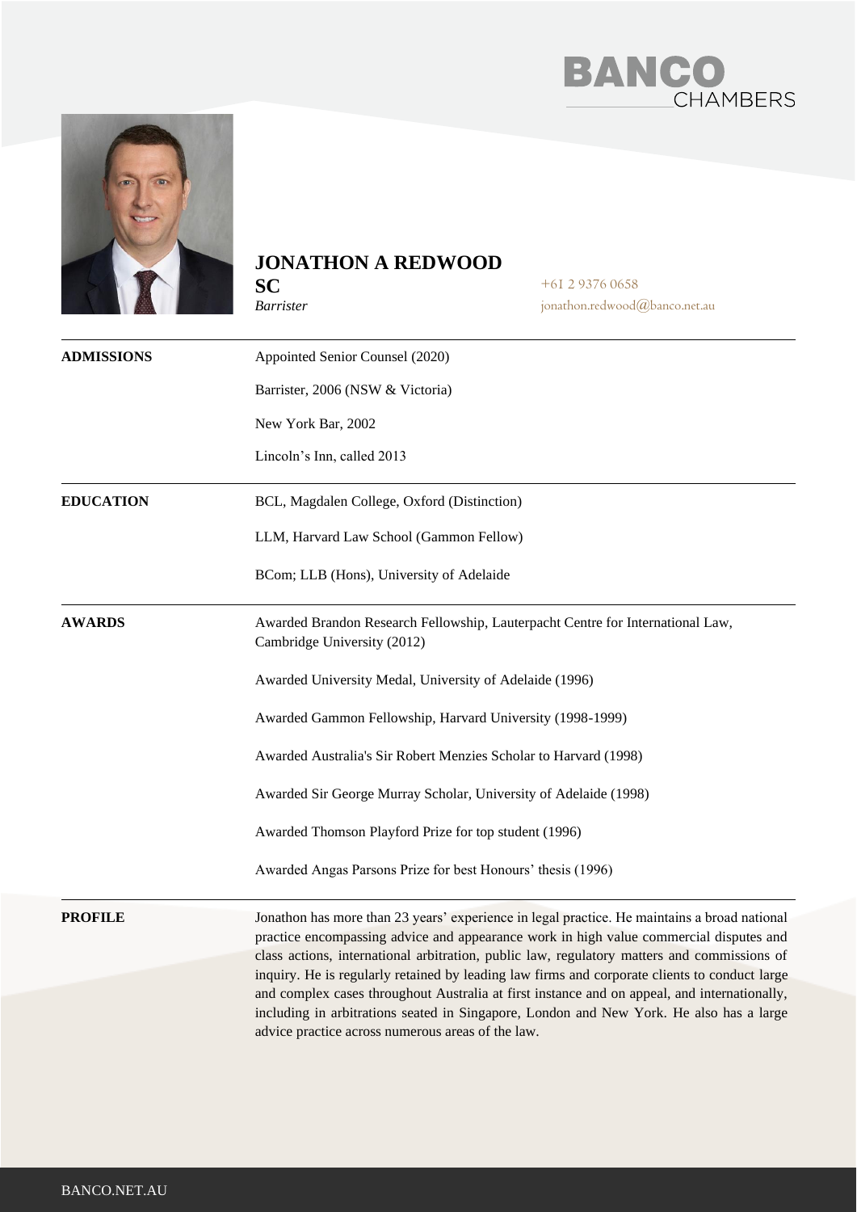# JONATHON A REDWOOD SC

*Barrister*

+61 2 9376 0658
jonathon.redwood@banco.net.au

**ADMISSIONS**

Appointed Senior Counsel (2020)

Barrister, 2006 (NSW & Victoria)

New York Bar, 2002

Lincoln's Inn, called 2013

**EDUCATION**

BCL, Magdalen College, Oxford (Distinction)

LLM, Harvard Law School (Gammon Fellow)

BCom; LLB (Hons), University of Adelaide

**AWARDS**

Awarded Brandon Research Fellowship, Lauterpacht Centre for International Law, Cambridge University (2012)

Awarded University Medal, University of Adelaide (1996)

Awarded Gammon Fellowship, Harvard University (1998-1999)

Awarded Australia's Sir Robert Menzies Scholar to Harvard (1998)

Awarded Sir George Murray Scholar, University of Adelaide (1998)

Awarded Thomson Playford Prize for top student (1996)

Awarded Angas Parsons Prize for best Honours' thesis (1996)

**PROFILE**

Jonathon has more than 23 years' experience in legal practice. He maintains a broad national practice encompassing advice and appearance work in high value commercial disputes and class actions, international arbitration, public law, regulatory matters and commissions of inquiry. He is regularly retained by leading law firms and corporate clients to conduct large and complex cases throughout Australia at first instance and on appeal, and internationally, including in arbitrations seated in Singapore, London and New York. He also has a large advice practice across numerous areas of the law.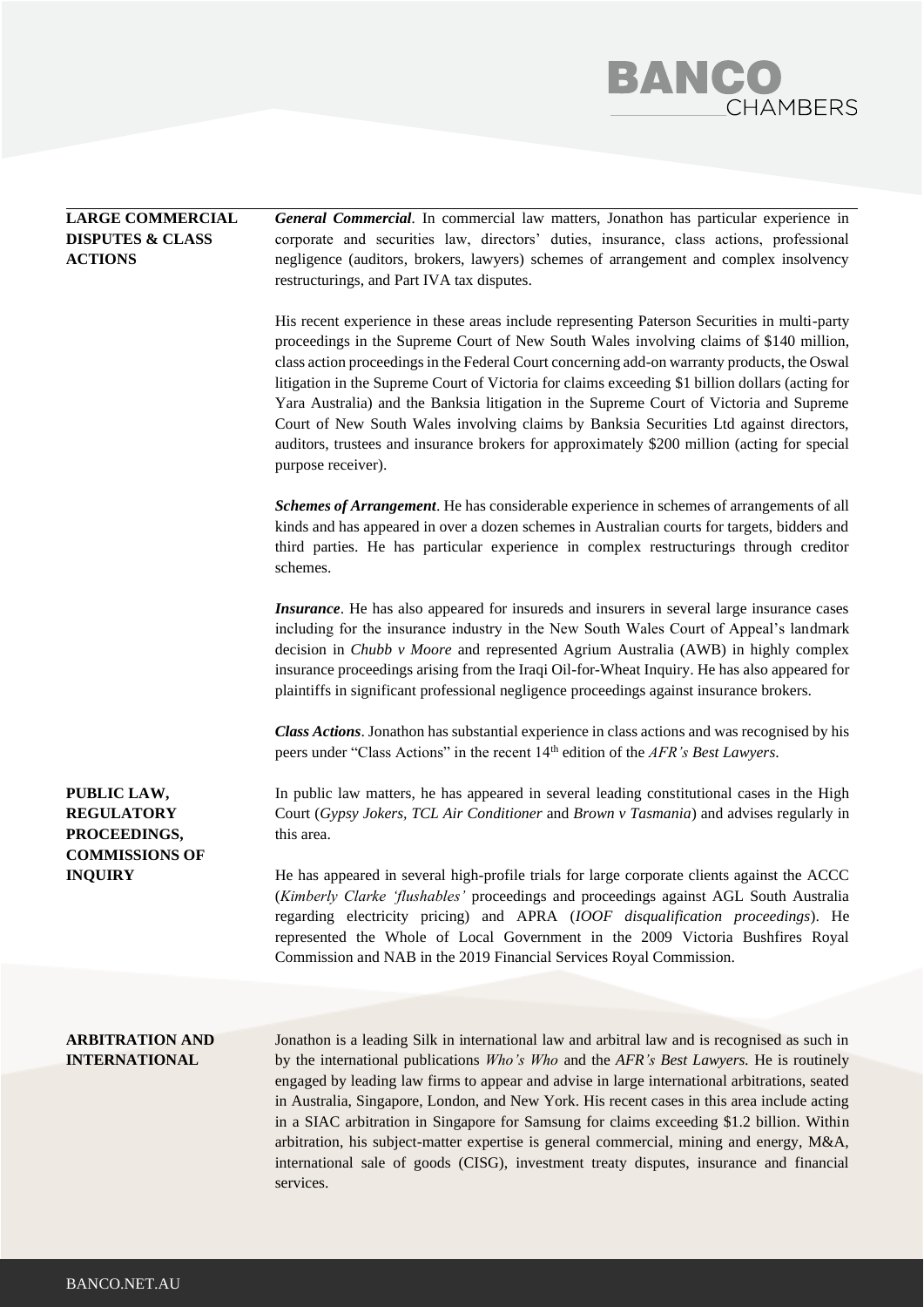## LARGE COMMERCIAL DISPUTES & CLASS ACTIONS

***General Commercial***. In commercial law matters, Jonathon has particular experience in corporate and securities law, directors' duties, insurance, class actions, professional negligence (auditors, brokers, lawyers) schemes of arrangement and complex insolvency restructurings, and Part IVA tax disputes.

His recent experience in these areas include representing Paterson Securities in multi-party proceedings in the Supreme Court of New South Wales involving claims of $140 million, class action proceedings in the Federal Court concerning add-on warranty products, the Oswal litigation in the Supreme Court of Victoria for claims exceeding $1 billion dollars (acting for Yara Australia) and the Banksia litigation in the Supreme Court of Victoria and Supreme Court of New South Wales involving claims by Banksia Securities Ltd against directors, auditors, trustees and insurance brokers for approximately $200 million (acting for special purpose receiver).

***Schemes of Arrangement***. He has considerable experience in schemes of arrangements of all kinds and has appeared in over a dozen schemes in Australian courts for targets, bidders and third parties. He has particular experience in complex restructurings through creditor schemes.

***Insurance***. He has also appeared for insureds and insurers in several large insurance cases including for the insurance industry in the New South Wales Court of Appeal's landmark decision in *Chubb v Moore* and represented Agrium Australia (AWB) in highly complex insurance proceedings arising from the Iraqi Oil-for-Wheat Inquiry. He has also appeared for plaintiffs in significant professional negligence proceedings against insurance brokers.

***Class Actions***. Jonathon has substantial experience in class actions and was recognised by his peers under "Class Actions" in the recent 14th edition of the *AFR's Best Lawyers*.

## PUBLIC LAW, REGULATORY PROCEEDINGS, COMMISSIONS OF INQUIRY

In public law matters, he has appeared in several leading constitutional cases in the High Court (*Gypsy Jokers, TCL Air Conditioner* and *Brown v Tasmania*) and advises regularly in this area.

He has appeared in several high-profile trials for large corporate clients against the ACCC (*Kimberly Clarke 'flushables'* proceedings and proceedings against AGL South Australia regarding electricity pricing) and APRA (*IOOF disqualification proceedings*). He represented the Whole of Local Government in the 2009 Victoria Bushfires Royal Commission and NAB in the 2019 Financial Services Royal Commission.

## ARBITRATION AND INTERNATIONAL

Jonathon is a leading Silk in international law and arbitral law and is recognised as such in by the international publications *Who's Who* and the *AFR's Best Lawyers.* He is routinely engaged by leading law firms to appear and advise in large international arbitrations, seated in Australia, Singapore, London, and New York. His recent cases in this area include acting in a SIAC arbitration in Singapore for Samsung for claims exceeding $1.2 billion. Within arbitration, his subject-matter expertise is general commercial, mining and energy, M&A, international sale of goods (CISG), investment treaty disputes, insurance and financial services.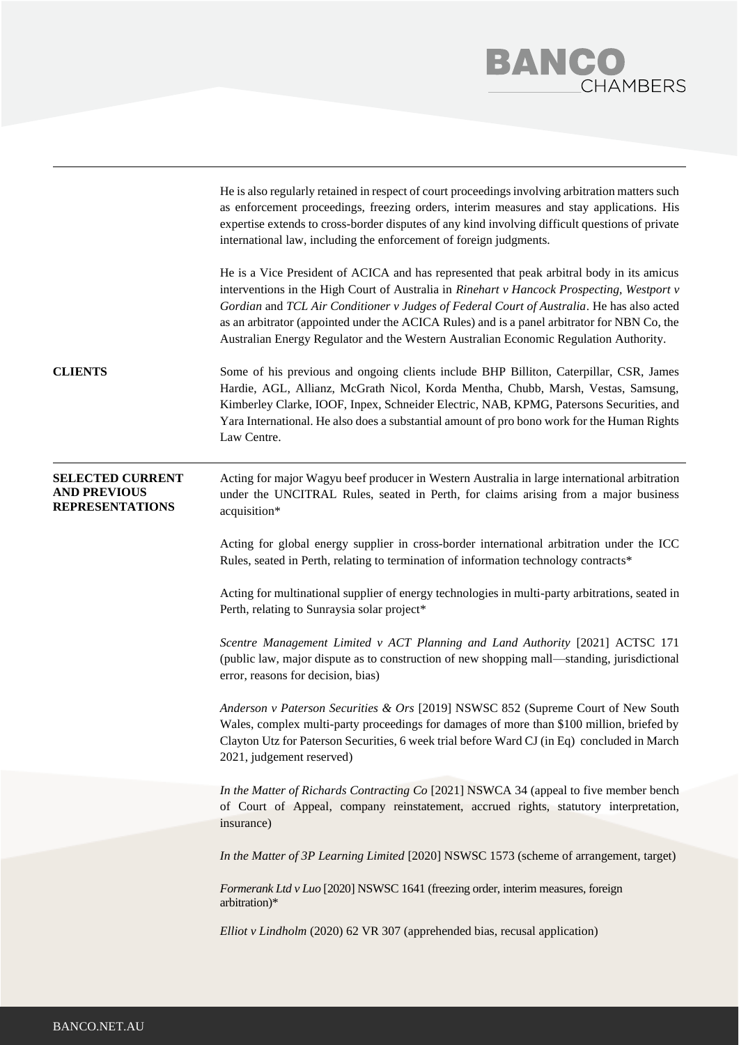He is also regularly retained in respect of court proceedings involving arbitration matters such as enforcement proceedings, freezing orders, interim measures and stay applications. His expertise extends to cross-border disputes of any kind involving difficult questions of private international law, including the enforcement of foreign judgments.

He is a Vice President of ACICA and has represented that peak arbitral body in its amicus interventions in the High Court of Australia in *Rinehart v Hancock Prospecting, Westport v Gordian* and *TCL Air Conditioner v Judges of Federal Court of Australia*. He has also acted as an arbitrator (appointed under the ACICA Rules) and is a panel arbitrator for NBN Co, the Australian Energy Regulator and the Western Australian Economic Regulation Authority.

**CLIENTS**

Some of his previous and ongoing clients include BHP Billiton, Caterpillar, CSR, James Hardie, AGL, Allianz, McGrath Nicol, Korda Mentha, Chubb, Marsh, Vestas, Samsung, Kimberley Clarke, IOOF, Inpex, Schneider Electric, NAB, KPMG, Patersons Securities, and Yara International. He also does a substantial amount of pro bono work for the Human Rights Law Centre.

**SELECTED CURRENT AND PREVIOUS REPRESENTATIONS**

Acting for major Wagyu beef producer in Western Australia in large international arbitration under the UNCITRAL Rules, seated in Perth, for claims arising from a major business acquisition*

Acting for global energy supplier in cross-border international arbitration under the ICC Rules, seated in Perth, relating to termination of information technology contracts*

Acting for multinational supplier of energy technologies in multi-party arbitrations, seated in Perth, relating to Sunraysia solar project*

*Scentre Management Limited v ACT Planning and Land Authority* [2021] ACTSC 171 (public law, major dispute as to construction of new shopping mall—standing, jurisdictional error, reasons for decision, bias)

*Anderson v Paterson Securities & Ors* [2019] NSWSC 852 (Supreme Court of New South Wales, complex multi-party proceedings for damages of more than $100 million, briefed by Clayton Utz for Paterson Securities, 6 week trial before Ward CJ (in Eq) concluded in March 2021, judgement reserved)

*In the Matter of Richards Contracting Co* [2021] NSWCA 34 (appeal to five member bench of Court of Appeal, company reinstatement, accrued rights, statutory interpretation, insurance)

*In the Matter of 3P Learning Limited* [2020] NSWSC 1573 (scheme of arrangement, target)

*Formerank Ltd v Luo* [2020] NSWSC 1641 (freezing order, interim measures, foreign arbitration)*

*Elliot v Lindholm* (2020) 62 VR 307 (apprehended bias, recusal application)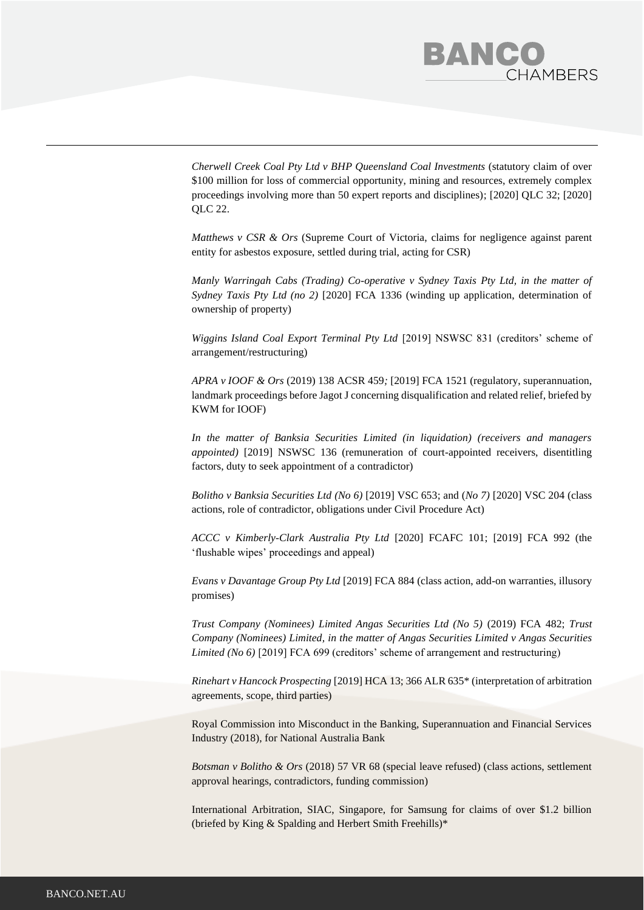*Cherwell Creek Coal Pty Ltd v BHP Queensland Coal Investments* (statutory claim of over $100 million for loss of commercial opportunity, mining and resources, extremely complex proceedings involving more than 50 expert reports and disciplines); [2020] QLC 32; [2020] QLC 22.

*Matthews v CSR & Ors* (Supreme Court of Victoria, claims for negligence against parent entity for asbestos exposure, settled during trial, acting for CSR)

*Manly Warringah Cabs (Trading) Co-operative v Sydney Taxis Pty Ltd, in the matter of Sydney Taxis Pty Ltd (no 2)* [2020] FCA 1336 (winding up application, determination of ownership of property)

*Wiggins Island Coal Export Terminal Pty Ltd* [2019] NSWSC 831 (creditors' scheme of arrangement/restructuring)

*APRA v IOOF & Ors* (2019) 138 ACSR 459*;* [2019] FCA 1521 (regulatory, superannuation, landmark proceedings before Jagot J concerning disqualification and related relief, briefed by KWM for IOOF)

*In the matter of Banksia Securities Limited (in liquidation) (receivers and managers appointed)* [2019] NSWSC 136 (remuneration of court-appointed receivers, disentitling factors, duty to seek appointment of a contradictor)

*Bolitho v Banksia Securities Ltd (No 6)* [2019] VSC 653; and (*No 7)* [2020] VSC 204 (class actions, role of contradictor, obligations under Civil Procedure Act)

*ACCC v Kimberly-Clark Australia Pty Ltd* [2020] FCAFC 101; [2019] FCA 992 (the 'flushable wipes' proceedings and appeal)

*Evans v Davantage Group Pty Ltd* [2019] FCA 884 (class action, add-on warranties, illusory promises)

*Trust Company (Nominees) Limited Angas Securities Ltd (No 5)* (2019) FCA 482; *Trust Company (Nominees) Limited, in the matter of Angas Securities Limited v Angas Securities Limited (No 6)* [2019] FCA 699 (creditors' scheme of arrangement and restructuring)

*Rinehart v Hancock Prospecting* [2019] HCA 13; 366 ALR 635* (interpretation of arbitration agreements, scope, third parties)

Royal Commission into Misconduct in the Banking, Superannuation and Financial Services Industry (2018), for National Australia Bank

*Botsman v Bolitho & Ors* (2018) 57 VR 68 (special leave refused) (class actions, settlement approval hearings, contradictors, funding commission)

International Arbitration, SIAC, Singapore, for Samsung for claims of over $1.2 billion (briefed by King & Spalding and Herbert Smith Freehills)*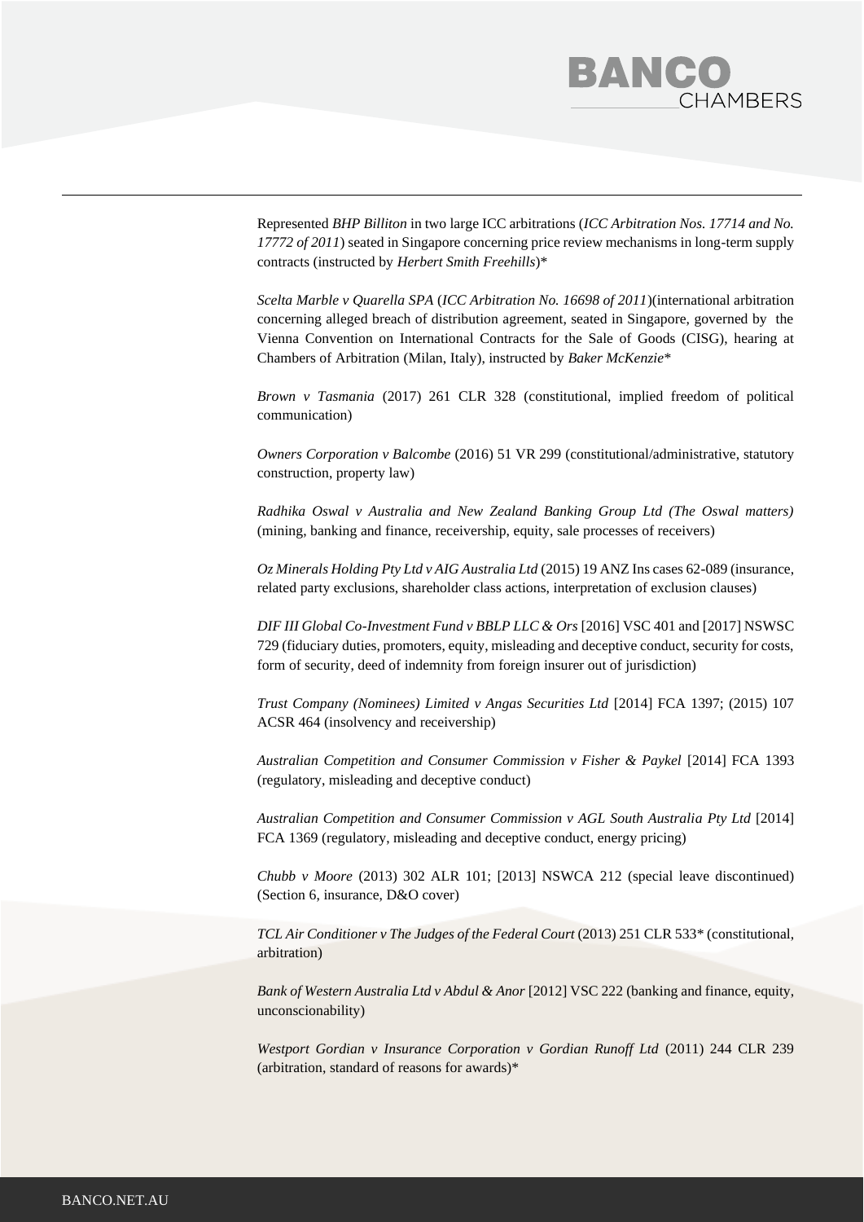Represented *BHP Billiton* in two large ICC arbitrations (*ICC Arbitration Nos. 17714 and No. 17772 of 2011*) seated in Singapore concerning price review mechanisms in long-term supply contracts (instructed by *Herbert Smith Freehills*)*

*Scelta Marble v Quarella SPA* (*ICC Arbitration No. 16698 of 2011*)(international arbitration concerning alleged breach of distribution agreement, seated in Singapore, governed by the Vienna Convention on International Contracts for the Sale of Goods (CISG), hearing at Chambers of Arbitration (Milan, Italy), instructed by *Baker McKenzie**

*Brown v Tasmania* (2017) 261 CLR 328 (constitutional, implied freedom of political communication)

*Owners Corporation v Balcombe* (2016) 51 VR 299 (constitutional/administrative, statutory construction, property law)

*Radhika Oswal v Australia and New Zealand Banking Group Ltd (The Oswal matters)* (mining, banking and finance, receivership, equity, sale processes of receivers)

*Oz Minerals Holding Pty Ltd v AIG Australia Ltd* (2015) 19 ANZ Ins cases 62-089 (insurance, related party exclusions, shareholder class actions, interpretation of exclusion clauses)

*DIF III Global Co-Investment Fund v BBLP LLC & Ors* [2016] VSC 401 and [2017] NSWSC 729 (fiduciary duties, promoters, equity, misleading and deceptive conduct, security for costs, form of security, deed of indemnity from foreign insurer out of jurisdiction)

*Trust Company (Nominees) Limited v Angas Securities Ltd* [2014] FCA 1397; (2015) 107 ACSR 464 (insolvency and receivership)

*Australian Competition and Consumer Commission v Fisher & Paykel* [2014] FCA 1393 (regulatory, misleading and deceptive conduct)

*Australian Competition and Consumer Commission v AGL South Australia Pty Ltd* [2014] FCA 1369 (regulatory, misleading and deceptive conduct, energy pricing)

*Chubb v Moore* (2013) 302 ALR 101; [2013] NSWCA 212 (special leave discontinued) (Section 6, insurance, D&O cover)

*TCL Air Conditioner v The Judges of the Federal Court* (2013) 251 CLR 533* (constitutional, arbitration)

*Bank of Western Australia Ltd v Abdul & Anor* [2012] VSC 222 (banking and finance, equity, unconscionability)

*Westport Gordian v Insurance Corporation v Gordian Runoff Ltd* (2011) 244 CLR 239 (arbitration, standard of reasons for awards)*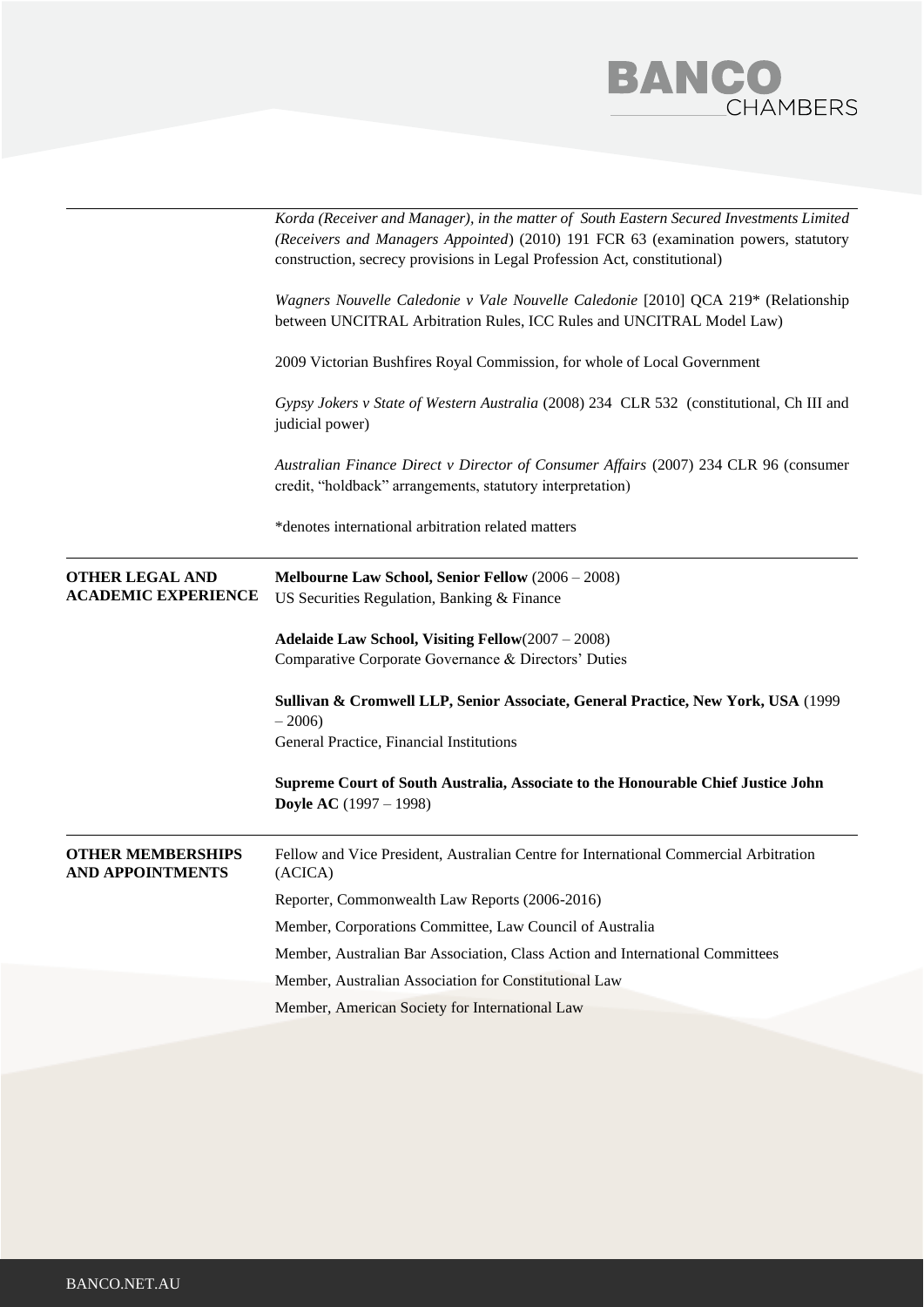*Korda (Receiver and Manager), in the matter of South Eastern Secured Investments Limited (Receivers and Managers Appointed*) (2010) 191 FCR 63 (examination powers, statutory construction, secrecy provisions in Legal Profession Act, constitutional)

*Wagners Nouvelle Caledonie v Vale Nouvelle Caledonie* [2010] QCA 219* (Relationship between UNCITRAL Arbitration Rules, ICC Rules and UNCITRAL Model Law)

2009 Victorian Bushfires Royal Commission, for whole of Local Government

*Gypsy Jokers v State of Western Australia* (2008) 234 CLR 532 (constitutional, Ch III and judicial power)

*Australian Finance Direct v Director of Consumer Affairs* (2007) 234 CLR 96 (consumer credit, "holdback" arrangements, statutory interpretation)

*denotes international arbitration related matters

## OTHER LEGAL AND ACADEMIC EXPERIENCE

**Melbourne Law School, Senior Fellow** (2006 – 2008)
US Securities Regulation, Banking & Finance

**Adelaide Law School, Visiting Fellow**(2007 – 2008)
Comparative Corporate Governance & Directors' Duties

**Sullivan & Cromwell LLP, Senior Associate, General Practice, New York, USA** (1999 – 2006)
General Practice, Financial Institutions

**Supreme Court of South Australia, Associate to the Honourable Chief Justice John Doyle AC** (1997 – 1998)

## OTHER MEMBERSHIPS AND APPOINTMENTS

Fellow and Vice President, Australian Centre for International Commercial Arbitration (ACICA)

Reporter, Commonwealth Law Reports (2006-2016)

Member, Corporations Committee, Law Council of Australia

Member, Australian Bar Association, Class Action and International Committees

Member, Australian Association for Constitutional Law

Member, American Society for International Law